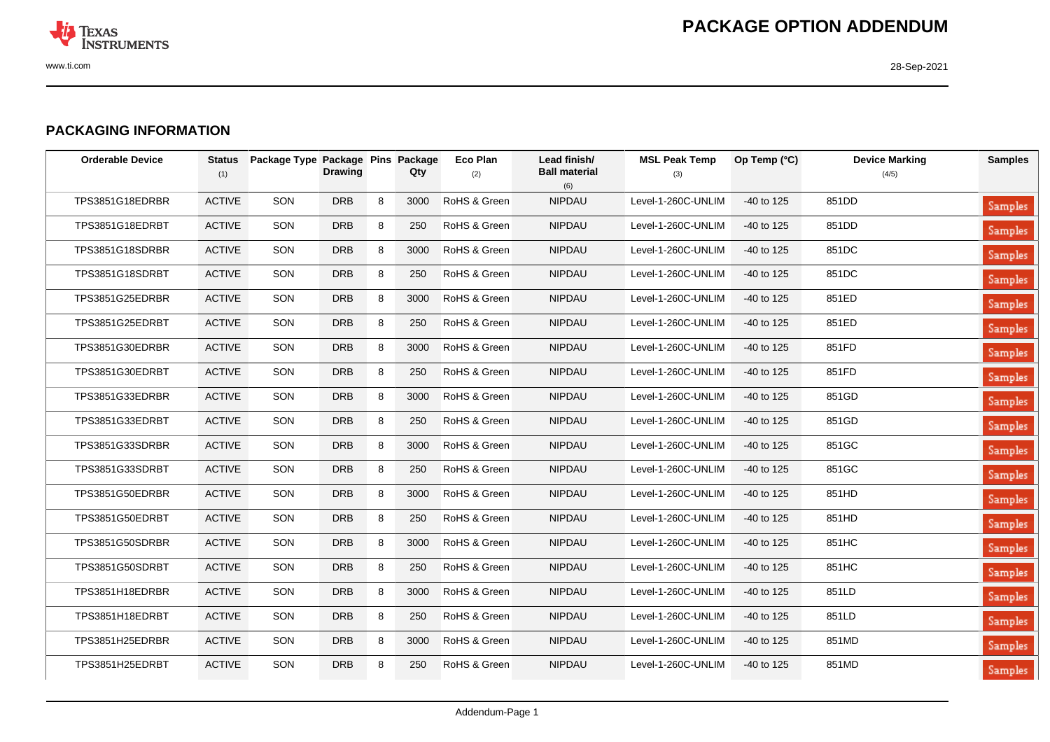## PACKAGING INFORMATION

| Orderable Device | Status (1) | Package Type | Package Drawing | Pins | Package Qty | Eco Plan (2) | Lead finish/ Ball material (6) | MSL Peak Temp (3) | Op Temp (°C) | Device Marking (4/5) | Samples |
|---|---|---|---|---|---|---|---|---|---|---|---|
| TPS3851G18EDRBR | ACTIVE | SON | DRB | 8 | 3000 | RoHS & Green | NIPDAU | Level-1-260C-UNLIM | -40 to 125 | 851DD | Samples |
| TPS3851G18EDRBT | ACTIVE | SON | DRB | 8 | 250 | RoHS & Green | NIPDAU | Level-1-260C-UNLIM | -40 to 125 | 851DD | Samples |
| TPS3851G18SDRBR | ACTIVE | SON | DRB | 8 | 3000 | RoHS & Green | NIPDAU | Level-1-260C-UNLIM | -40 to 125 | 851DC | Samples |
| TPS3851G18SDRBT | ACTIVE | SON | DRB | 8 | 250 | RoHS & Green | NIPDAU | Level-1-260C-UNLIM | -40 to 125 | 851DC | Samples |
| TPS3851G25EDRBR | ACTIVE | SON | DRB | 8 | 3000 | RoHS & Green | NIPDAU | Level-1-260C-UNLIM | -40 to 125 | 851ED | Samples |
| TPS3851G25EDRBT | ACTIVE | SON | DRB | 8 | 250 | RoHS & Green | NIPDAU | Level-1-260C-UNLIM | -40 to 125 | 851ED | Samples |
| TPS3851G30EDRBR | ACTIVE | SON | DRB | 8 | 3000 | RoHS & Green | NIPDAU | Level-1-260C-UNLIM | -40 to 125 | 851FD | Samples |
| TPS3851G30EDRBT | ACTIVE | SON | DRB | 8 | 250 | RoHS & Green | NIPDAU | Level-1-260C-UNLIM | -40 to 125 | 851FD | Samples |
| TPS3851G33EDRBR | ACTIVE | SON | DRB | 8 | 3000 | RoHS & Green | NIPDAU | Level-1-260C-UNLIM | -40 to 125 | 851GD | Samples |
| TPS3851G33EDRBT | ACTIVE | SON | DRB | 8 | 250 | RoHS & Green | NIPDAU | Level-1-260C-UNLIM | -40 to 125 | 851GD | Samples |
| TPS3851G33SDRBR | ACTIVE | SON | DRB | 8 | 3000 | RoHS & Green | NIPDAU | Level-1-260C-UNLIM | -40 to 125 | 851GC | Samples |
| TPS3851G33SDRBT | ACTIVE | SON | DRB | 8 | 250 | RoHS & Green | NIPDAU | Level-1-260C-UNLIM | -40 to 125 | 851GC | Samples |
| TPS3851G50EDRBR | ACTIVE | SON | DRB | 8 | 3000 | RoHS & Green | NIPDAU | Level-1-260C-UNLIM | -40 to 125 | 851HD | Samples |
| TPS3851G50EDRBT | ACTIVE | SON | DRB | 8 | 250 | RoHS & Green | NIPDAU | Level-1-260C-UNLIM | -40 to 125 | 851HD | Samples |
| TPS3851G50SDRBR | ACTIVE | SON | DRB | 8 | 3000 | RoHS & Green | NIPDAU | Level-1-260C-UNLIM | -40 to 125 | 851HC | Samples |
| TPS3851G50SDRBT | ACTIVE | SON | DRB | 8 | 250 | RoHS & Green | NIPDAU | Level-1-260C-UNLIM | -40 to 125 | 851HC | Samples |
| TPS3851H18EDRBR | ACTIVE | SON | DRB | 8 | 3000 | RoHS & Green | NIPDAU | Level-1-260C-UNLIM | -40 to 125 | 851LD | Samples |
| TPS3851H18EDRBT | ACTIVE | SON | DRB | 8 | 250 | RoHS & Green | NIPDAU | Level-1-260C-UNLIM | -40 to 125 | 851LD | Samples |
| TPS3851H25EDRBR | ACTIVE | SON | DRB | 8 | 3000 | RoHS & Green | NIPDAU | Level-1-260C-UNLIM | -40 to 125 | 851MD | Samples |
| TPS3851H25EDRBT | ACTIVE | SON | DRB | 8 | 250 | RoHS & Green | NIPDAU | Level-1-260C-UNLIM | -40 to 125 | 851MD | Samples |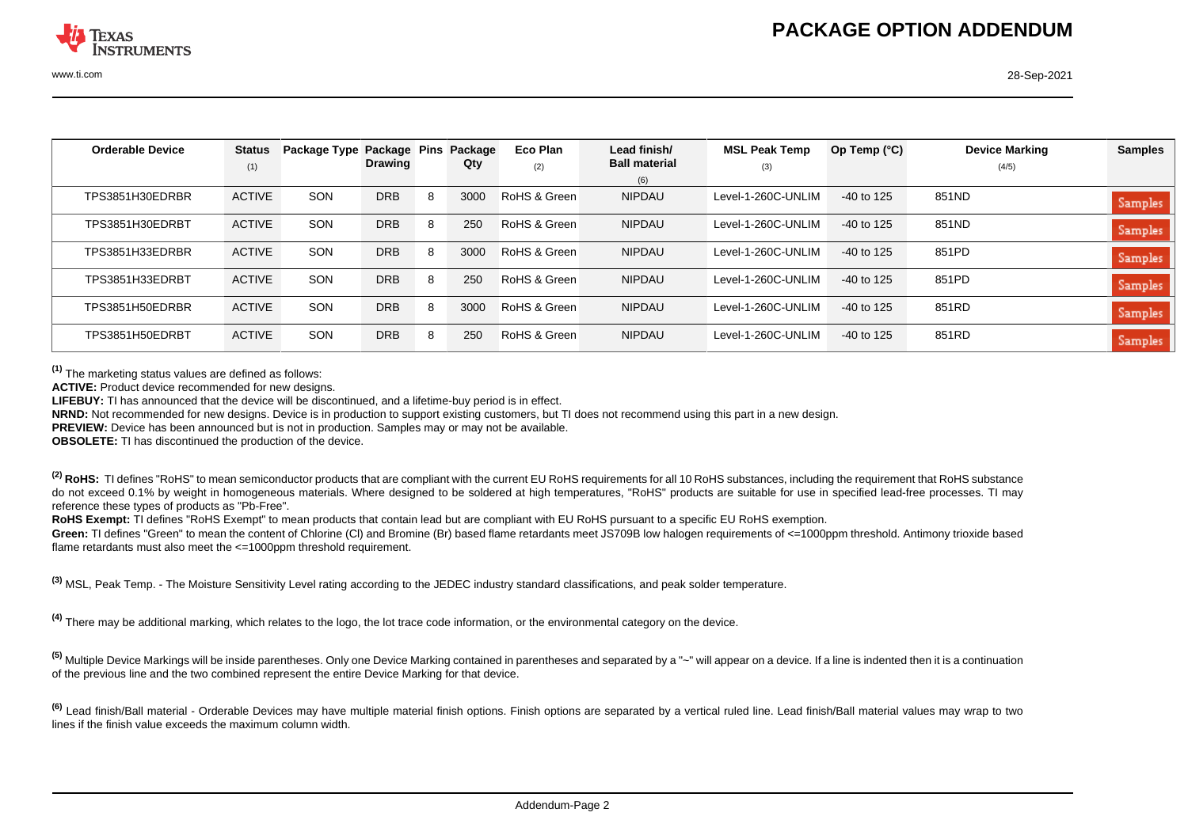| Orderable Device | Status (1) | Package Type | Package Drawing | Pins | Package Qty | Eco Plan (2) | Lead finish/ Ball material (6) | MSL Peak Temp (3) | Op Temp (°C) | Device Marking (4/5) | Samples |
|---|---|---|---|---|---|---|---|---|---|---|---|
| TPS3851H30EDRBR | ACTIVE | SON | DRB | 8 | 3000 | RoHS & Green | NIPDAU | Level-1-260C-UNLIM | -40 to 125 | 851ND | Samples |
| TPS3851H30EDRBT | ACTIVE | SON | DRB | 8 | 250 | RoHS & Green | NIPDAU | Level-1-260C-UNLIM | -40 to 125 | 851ND | Samples |
| TPS3851H33EDRBR | ACTIVE | SON | DRB | 8 | 3000 | RoHS & Green | NIPDAU | Level-1-260C-UNLIM | -40 to 125 | 851PD | Samples |
| TPS3851H33EDRBT | ACTIVE | SON | DRB | 8 | 250 | RoHS & Green | NIPDAU | Level-1-260C-UNLIM | -40 to 125 | 851PD | Samples |
| TPS3851H50EDRBR | ACTIVE | SON | DRB | 8 | 3000 | RoHS & Green | NIPDAU | Level-1-260C-UNLIM | -40 to 125 | 851RD | Samples |
| TPS3851H50EDRBT | ACTIVE | SON | DRB | 8 | 250 | RoHS & Green | NIPDAU | Level-1-260C-UNLIM | -40 to 125 | 851RD | Samples |

[1] The marketing status values are defined as follows:

**ACTIVE:** Product device recommended for new designs.

**LIFEBUY:** TI has announced that the device will be discontinued, and a lifetime-buy period is in effect.

**NRND:** Not recommended for new designs. Device is in production to support existing customers, but TI does not recommend using this part in a new design.

**PREVIEW:** Device has been announced but is not in production. Samples may or may not be available.

**OBSOLETE:** TI has discontinued the production of the device.

[2] **RoHS:** TI defines "RoHS" to mean semiconductor products that are compliant with the current EU RoHS requirements for all 10 RoHS substances, including the requirement that RoHS substance do not exceed 0.1% by weight in homogeneous materials. Where designed to be soldered at high temperatures, "RoHS" products are suitable for use in specified lead-free processes. TI may reference these types of products as "Pb-Free".

**RoHS Exempt:** TI defines "RoHS Exempt" to mean products that contain lead but are compliant with EU RoHS pursuant to a specific EU RoHS exemption.

**Green:** TI defines "Green" to mean the content of Chlorine (Cl) and Bromine (Br) based flame retardants meet JS709B low halogen requirements of <=1000ppm threshold. Antimony trioxide based flame retardants must also meet the <=1000ppm threshold requirement.

[3] MSL, Peak Temp. - The Moisture Sensitivity Level rating according to the JEDEC industry standard classifications, and peak solder temperature.

[4] There may be additional marking, which relates to the logo, the lot trace code information, or the environmental category on the device.

[5] Multiple Device Markings will be inside parentheses. Only one Device Marking contained in parentheses and separated by a "~" will appear on a device. If a line is indented then it is a continuation of the previous line and the two combined represent the entire Device Marking for that device.

[6] Lead finish/Ball material - Orderable Devices may have multiple material finish options. Finish options are separated by a vertical ruled line. Lead finish/Ball material values may wrap to two lines if the finish value exceeds the maximum column width.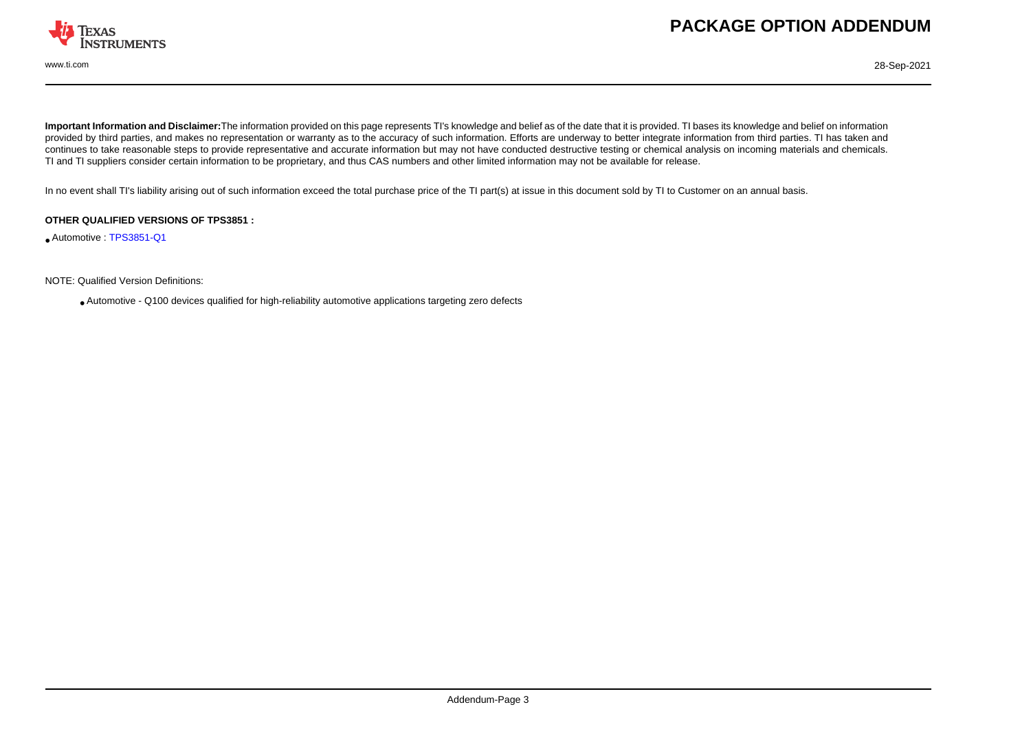**Important Information and Disclaimer:**The information provided on this page represents TI's knowledge and belief as of the date that it is provided. TI bases its knowledge and belief on information provided by third parties, and makes no representation or warranty as to the accuracy of such information. Efforts are underway to better integrate information from third parties. TI has taken and continues to take reasonable steps to provide representative and accurate information but may not have conducted destructive testing or chemical analysis on incoming materials and chemicals. TI and TI suppliers consider certain information to be proprietary, and thus CAS numbers and other limited information may not be available for release.

In no event shall TI's liability arising out of such information exceed the total purchase price of the TI part(s) at issue in this document sold by TI to Customer on an annual basis.

**OTHER QUALIFIED VERSIONS OF TPS3851 :**

- Automotive : TPS3851-Q1

NOTE: Qualified Version Definitions:

- Automotive - Q100 devices qualified for high-reliability automotive applications targeting zero defects